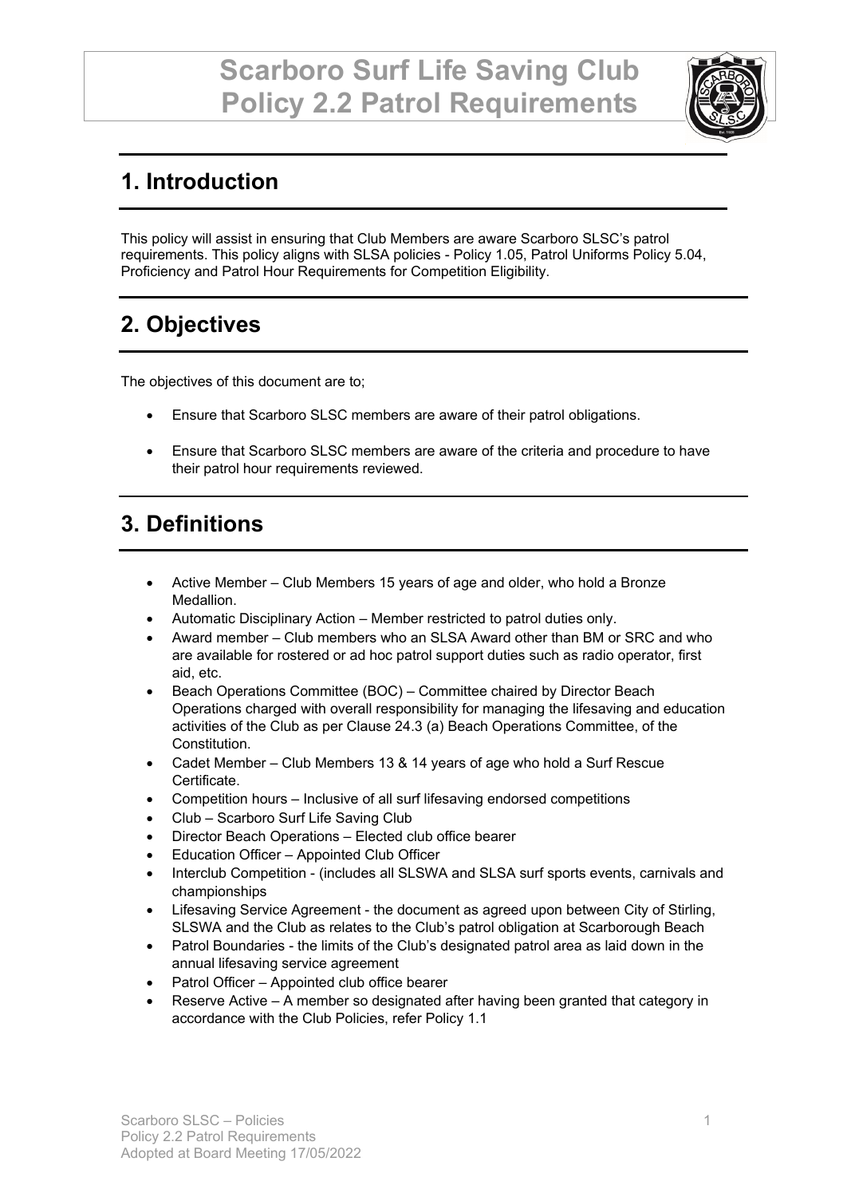# Scarboro Surf Life Saving Club
# Policy 2.2 Patrol Requirements

## 1. Introduction

This policy will assist in ensuring that Club Members are aware Scarboro SLSC's patrol requirements. This policy aligns with SLSA policies - Policy 1.05, Patrol Uniforms Policy 5.04, Proficiency and Patrol Hour Requirements for Competition Eligibility.

## 2. Objectives

The objectives of this document are to;

- Ensure that Scarboro SLSC members are aware of their patrol obligations.
- Ensure that Scarboro SLSC members are aware of the criteria and procedure to have their patrol hour requirements reviewed.

## 3. Definitions

- Active Member – Club Members 15 years of age and older, who hold a Bronze Medallion.
- Automatic Disciplinary Action – Member restricted to patrol duties only.
- Award member – Club members who an SLSA Award other than BM or SRC and who are available for rostered or ad hoc patrol support duties such as radio operator, first aid, etc.
- Beach Operations Committee (BOC) – Committee chaired by Director Beach Operations charged with overall responsibility for managing the lifesaving and education activities of the Club as per Clause 24.3 (a) Beach Operations Committee, of the Constitution.
- Cadet Member – Club Members 13 & 14 years of age who hold a Surf Rescue Certificate.
- Competition hours – Inclusive of all surf lifesaving endorsed competitions
- Club – Scarboro Surf Life Saving Club
- Director Beach Operations – Elected club office bearer
- Education Officer – Appointed Club Officer
- Interclub Competition - (includes all SLSWA and SLSA surf sports events, carnivals and championships
- Lifesaving Service Agreement - the document as agreed upon between City of Stirling, SLSWA and the Club as relates to the Club's patrol obligation at Scarborough Beach
- Patrol Boundaries - the limits of the Club's designated patrol area as laid down in the annual lifesaving service agreement
- Patrol Officer – Appointed club office bearer
- Reserve Active – A member so designated after having been granted that category in accordance with the Club Policies, refer Policy 1.1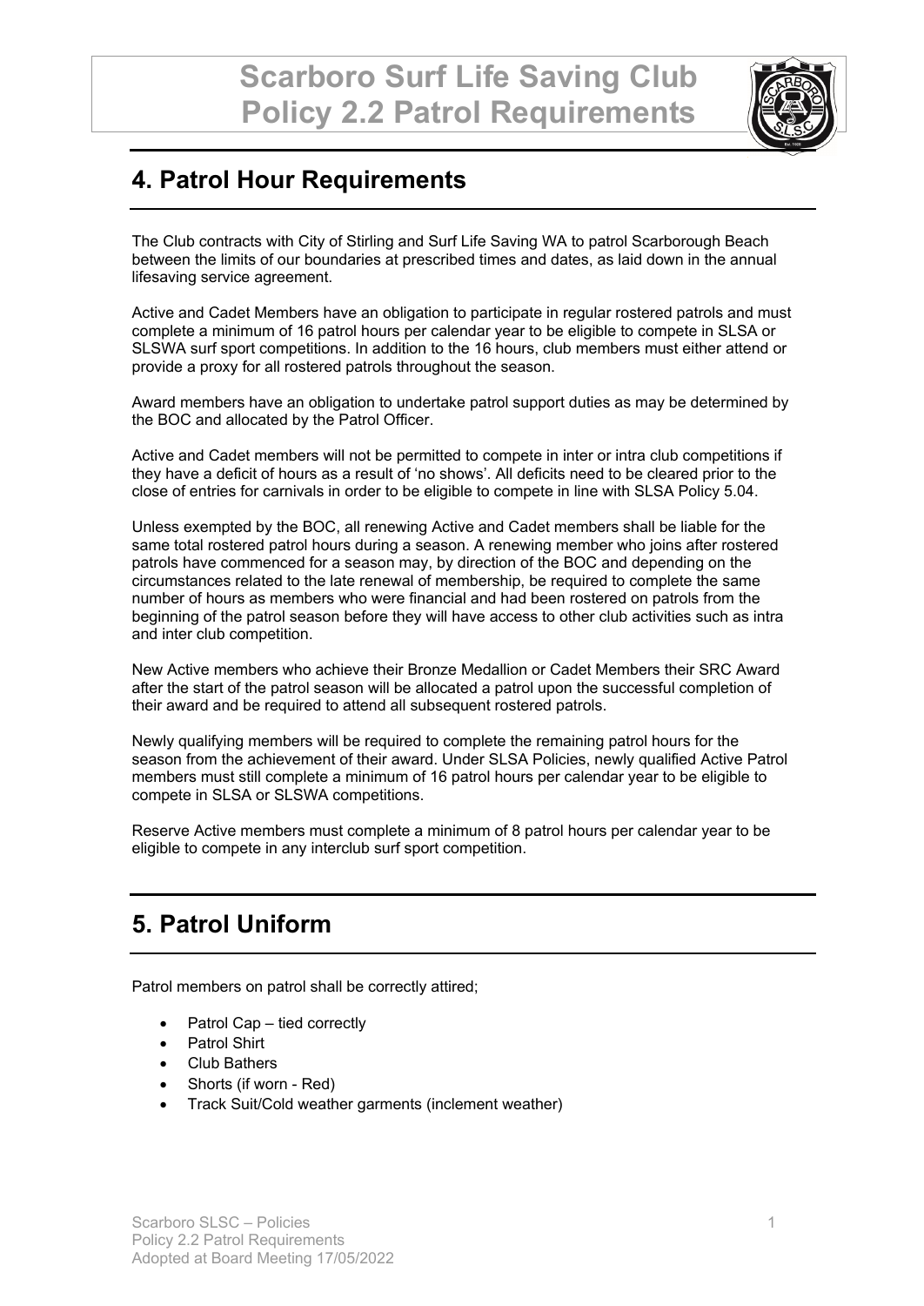## 4. Patrol Hour Requirements

The Club contracts with City of Stirling and Surf Life Saving WA to patrol Scarborough Beach between the limits of our boundaries at prescribed times and dates, as laid down in the annual lifesaving service agreement.

Active and Cadet Members have an obligation to participate in regular rostered patrols and must complete a minimum of 16 patrol hours per calendar year to be eligible to compete in SLSA or SLSWA surf sport competitions. In addition to the 16 hours, club members must either attend or provide a proxy for all rostered patrols throughout the season.

Award members have an obligation to undertake patrol support duties as may be determined by the BOC and allocated by the Patrol Officer.

Active and Cadet members will not be permitted to compete in inter or intra club competitions if they have a deficit of hours as a result of 'no shows'. All deficits need to be cleared prior to the close of entries for carnivals in order to be eligible to compete in line with SLSA Policy 5.04.

Unless exempted by the BOC, all renewing Active and Cadet members shall be liable for the same total rostered patrol hours during a season. A renewing member who joins after rostered patrols have commenced for a season may, by direction of the BOC and depending on the circumstances related to the late renewal of membership, be required to complete the same number of hours as members who were financial and had been rostered on patrols from the beginning of the patrol season before they will have access to other club activities such as intra and inter club competition.

New Active members who achieve their Bronze Medallion or Cadet Members their SRC Award after the start of the patrol season will be allocated a patrol upon the successful completion of their award and be required to attend all subsequent rostered patrols.

Newly qualifying members will be required to complete the remaining patrol hours for the season from the achievement of their award. Under SLSA Policies, newly qualified Active Patrol members must still complete a minimum of 16 patrol hours per calendar year to be eligible to compete in SLSA or SLSWA competitions.

Reserve Active members must complete a minimum of 8 patrol hours per calendar year to be eligible to compete in any interclub surf sport competition.

## 5. Patrol Uniform

Patrol members on patrol shall be correctly attired;

- Patrol Cap – tied correctly
- Patrol Shirt
- Club Bathers
- Shorts (if worn - Red)
- Track Suit/Cold weather garments (inclement weather)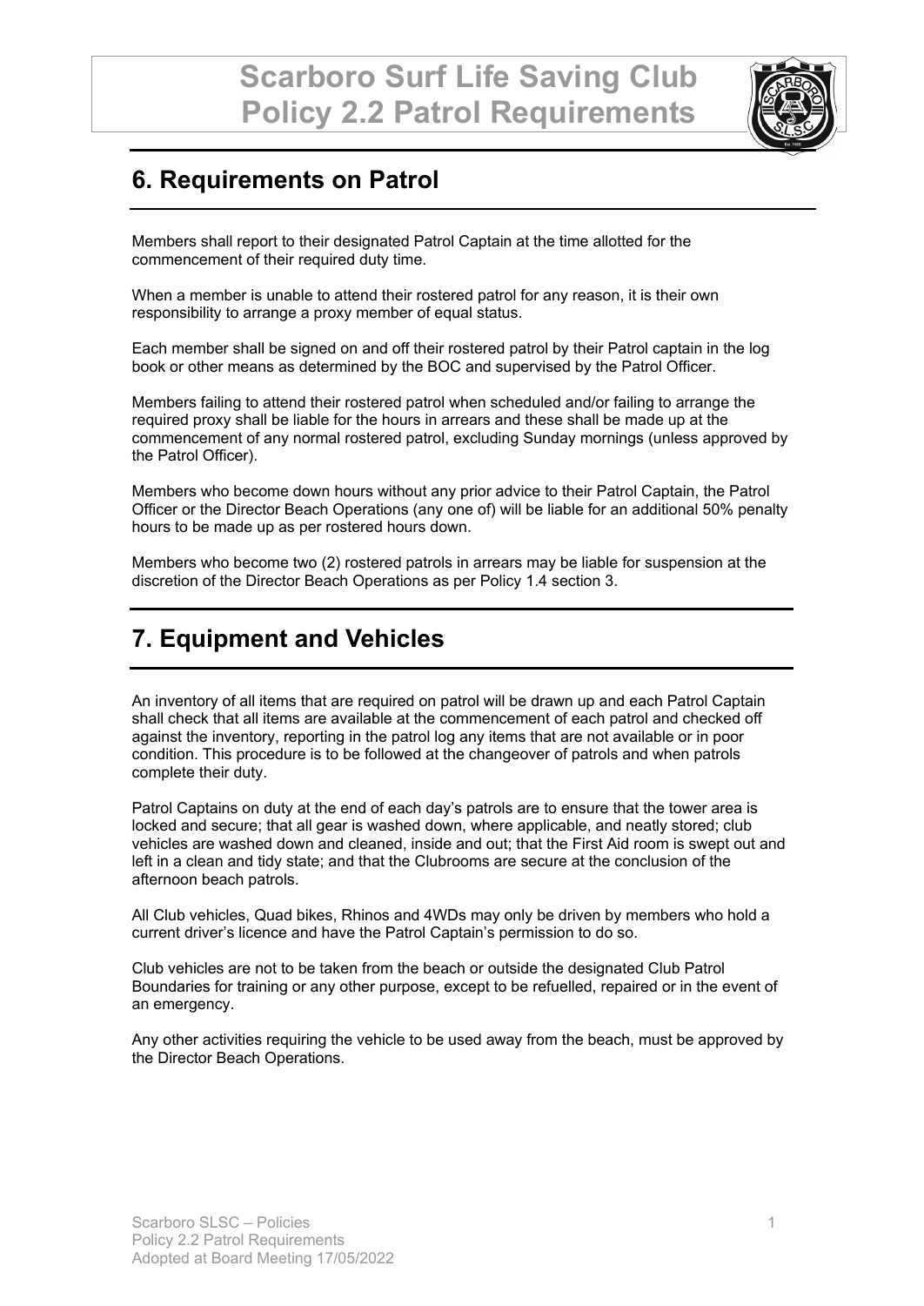## 6. Requirements on Patrol

Members shall report to their designated Patrol Captain at the time allotted for the commencement of their required duty time.

When a member is unable to attend their rostered patrol for any reason, it is their own responsibility to arrange a proxy member of equal status.

Each member shall be signed on and off their rostered patrol by their Patrol captain in the log book or other means as determined by the BOC and supervised by the Patrol Officer.

Members failing to attend their rostered patrol when scheduled and/or failing to arrange the required proxy shall be liable for the hours in arrears and these shall be made up at the commencement of any normal rostered patrol, excluding Sunday mornings (unless approved by the Patrol Officer).

Members who become down hours without any prior advice to their Patrol Captain, the Patrol Officer or the Director Beach Operations (any one of) will be liable for an additional 50% penalty hours to be made up as per rostered hours down.

Members who become two (2) rostered patrols in arrears may be liable for suspension at the discretion of the Director Beach Operations as per Policy 1.4 section 3.

## 7. Equipment and Vehicles

An inventory of all items that are required on patrol will be drawn up and each Patrol Captain shall check that all items are available at the commencement of each patrol and checked off against the inventory, reporting in the patrol log any items that are not available or in poor condition. This procedure is to be followed at the changeover of patrols and when patrols complete their duty.

Patrol Captains on duty at the end of each day's patrols are to ensure that the tower area is locked and secure; that all gear is washed down, where applicable, and neatly stored; club vehicles are washed down and cleaned, inside and out; that the First Aid room is swept out and left in a clean and tidy state; and that the Clubrooms are secure at the conclusion of the afternoon beach patrols.

All Club vehicles, Quad bikes, Rhinos and 4WDs may only be driven by members who hold a current driver's licence and have the Patrol Captain's permission to do so.

Club vehicles are not to be taken from the beach or outside the designated Club Patrol Boundaries for training or any other purpose, except to be refuelled, repaired or in the event of an emergency.

Any other activities requiring the vehicle to be used away from the beach, must be approved by the Director Beach Operations.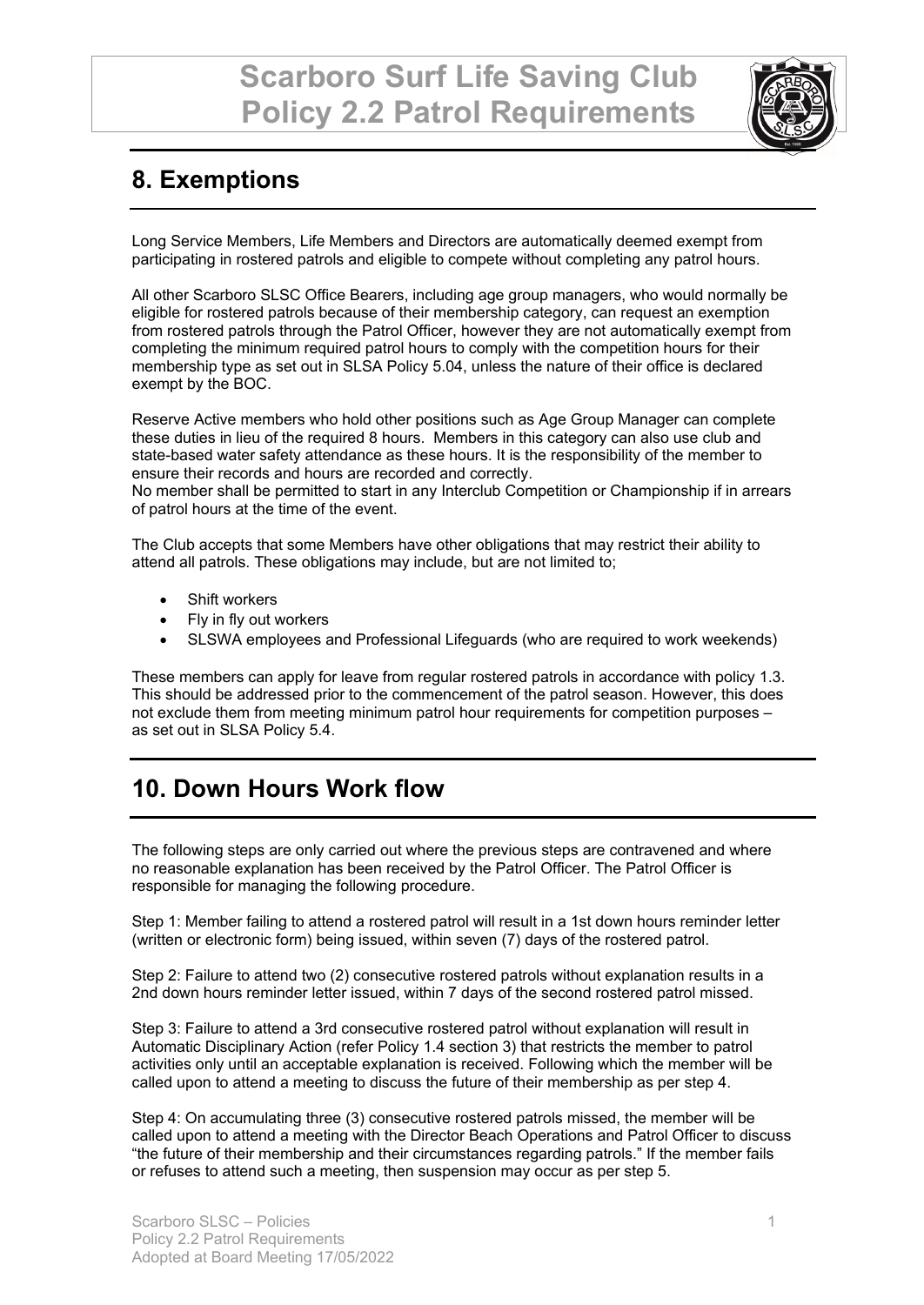## 8. Exemptions

Long Service Members, Life Members and Directors are automatically deemed exempt from participating in rostered patrols and eligible to compete without completing any patrol hours.

All other Scarboro SLSC Office Bearers, including age group managers, who would normally be eligible for rostered patrols because of their membership category, can request an exemption from rostered patrols through the Patrol Officer, however they are not automatically exempt from completing the minimum required patrol hours to comply with the competition hours for their membership type as set out in SLSA Policy 5.04, unless the nature of their office is declared exempt by the BOC.

Reserve Active members who hold other positions such as Age Group Manager can complete these duties in lieu of the required 8 hours. Members in this category can also use club and state-based water safety attendance as these hours. It is the responsibility of the member to ensure their records and hours are recorded and correctly.
No member shall be permitted to start in any Interclub Competition or Championship if in arrears of patrol hours at the time of the event.

The Club accepts that some Members have other obligations that may restrict their ability to attend all patrols. These obligations may include, but are not limited to;

- Shift workers
- Fly in fly out workers
- SLSWA employees and Professional Lifeguards (who are required to work weekends)

These members can apply for leave from regular rostered patrols in accordance with policy 1.3. This should be addressed prior to the commencement of the patrol season. However, this does not exclude them from meeting minimum patrol hour requirements for competition purposes – as set out in SLSA Policy 5.4.

## 10. Down Hours Work flow

The following steps are only carried out where the previous steps are contravened and where no reasonable explanation has been received by the Patrol Officer. The Patrol Officer is responsible for managing the following procedure.

Step 1: Member failing to attend a rostered patrol will result in a 1st down hours reminder letter (written or electronic form) being issued, within seven (7) days of the rostered patrol.

Step 2: Failure to attend two (2) consecutive rostered patrols without explanation results in a 2nd down hours reminder letter issued, within 7 days of the second rostered patrol missed.

Step 3: Failure to attend a 3rd consecutive rostered patrol without explanation will result in Automatic Disciplinary Action (refer Policy 1.4 section 3) that restricts the member to patrol activities only until an acceptable explanation is received. Following which the member will be called upon to attend a meeting to discuss the future of their membership as per step 4.

Step 4: On accumulating three (3) consecutive rostered patrols missed, the member will be called upon to attend a meeting with the Director Beach Operations and Patrol Officer to discuss "the future of their membership and their circumstances regarding patrols." If the member fails or refuses to attend such a meeting, then suspension may occur as per step 5.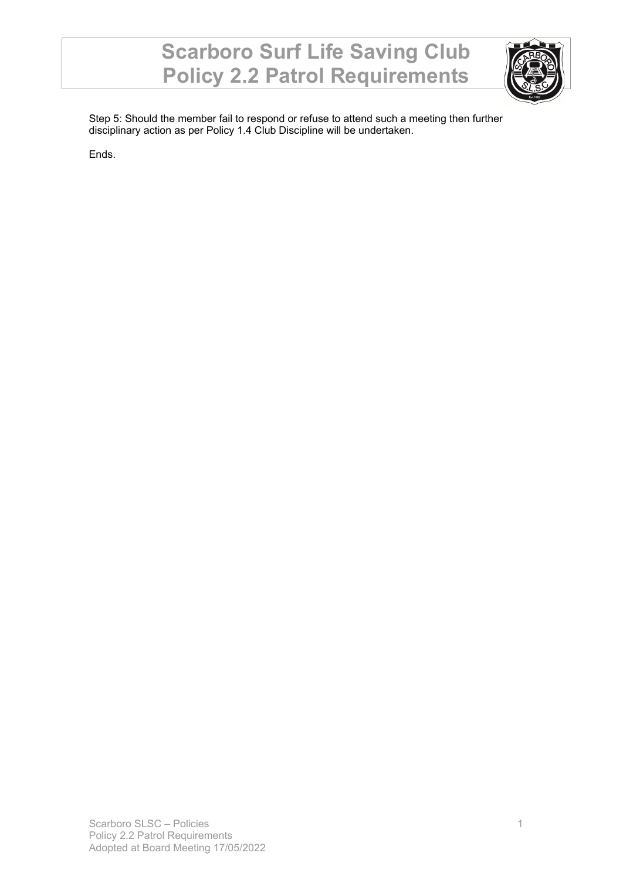Step 5: Should the member fail to respond or refuse to attend such a meeting then further disciplinary action as per Policy 1.4 Club Discipline will be undertaken.

Ends.